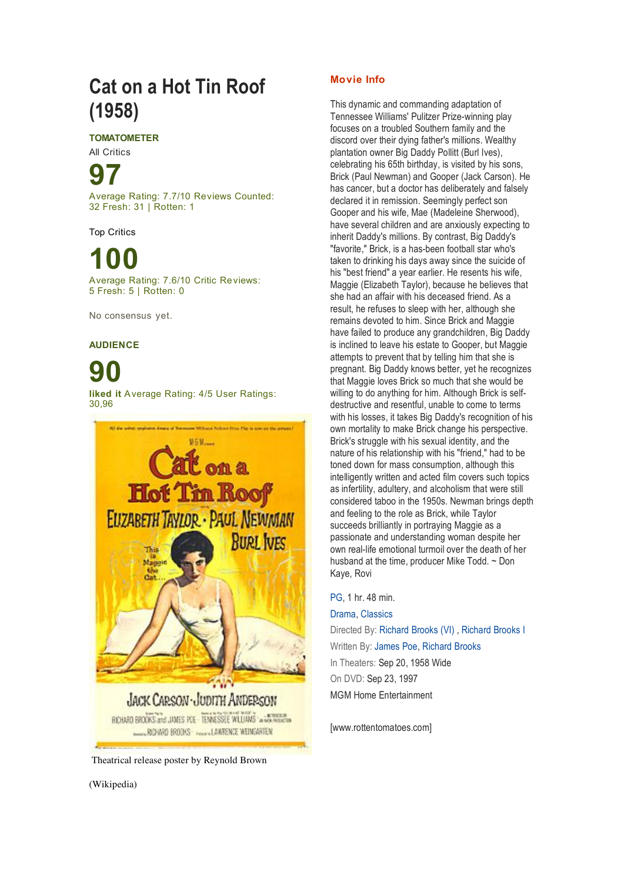# Cat on a Hot Tin Roof (1958)

**TOMATOMETER**

All Critics

**97**

Average Rating: 7.7/10 Reviews Counted: 32 Fresh: 31 | Rotten: 1

Top Critics

**100**

Average Rating: 7.6/10 Critic Reviews: 5 Fresh: 5 | Rotten: 0

No consensus yet.

**AUDIENCE**

**90**

**liked it** Average Rating: 4/5 User Ratings: 30,96

Theatrical release poster by Reynold Brown

(Wikipedia)

## Movie Info

This dynamic and commanding adaptation of Tennessee Williams' Pulitzer Prize-winning play focuses on a troubled Southern family and the discord over their dying father's millions. Wealthy plantation owner Big Daddy Pollitt (Burl Ives), celebrating his 65th birthday, is visited by his sons, Brick (Paul Newman) and Gooper (Jack Carson). He has cancer, but a doctor has deliberately and falsely declared it in remission. Seemingly perfect son Gooper and his wife, Mae (Madeleine Sherwood), have several children and are anxiously expecting to inherit Daddy's millions. By contrast, Big Daddy's "favorite," Brick, is a has-been football star who's taken to drinking his days away since the suicide of his "best friend" a year earlier. He resents his wife, Maggie (Elizabeth Taylor), because he believes that she had an affair with his deceased friend. As a result, he refuses to sleep with her, although she remains devoted to him. Since Brick and Maggie have failed to produce any grandchildren, Big Daddy is inclined to leave his estate to Gooper, but Maggie attempts to prevent that by telling him that she is pregnant. Big Daddy knows better, yet he recognizes that Maggie loves Brick so much that she would be willing to do anything for him. Although Brick is self-destructive and resentful, unable to come to terms with his losses, it takes Big Daddy's recognition of his own mortality to make Brick change his perspective. Brick's struggle with his sexual identity, and the nature of his relationship with his "friend," had to be toned down for mass consumption, although this intelligently written and acted film covers such topics as infertility, adultery, and alcoholism that were still considered taboo in the 1950s. Newman brings depth and feeling to the role as Brick, while Taylor succeeds brilliantly in portraying Maggie as a passionate and understanding woman despite her own real-life emotional turmoil over the death of her husband at the time, producer Mike Todd. ~ Don Kaye, Rovi

PG, 1 hr. 48 min.

Drama, Classics

Directed By: Richard Brooks (VI) , Richard Brooks I

Written By: James Poe, Richard Brooks

In Theaters: Sep 20, 1958 Wide

On DVD: Sep 23, 1997

MGM Home Entertainment

[www.rottentomatoes.com]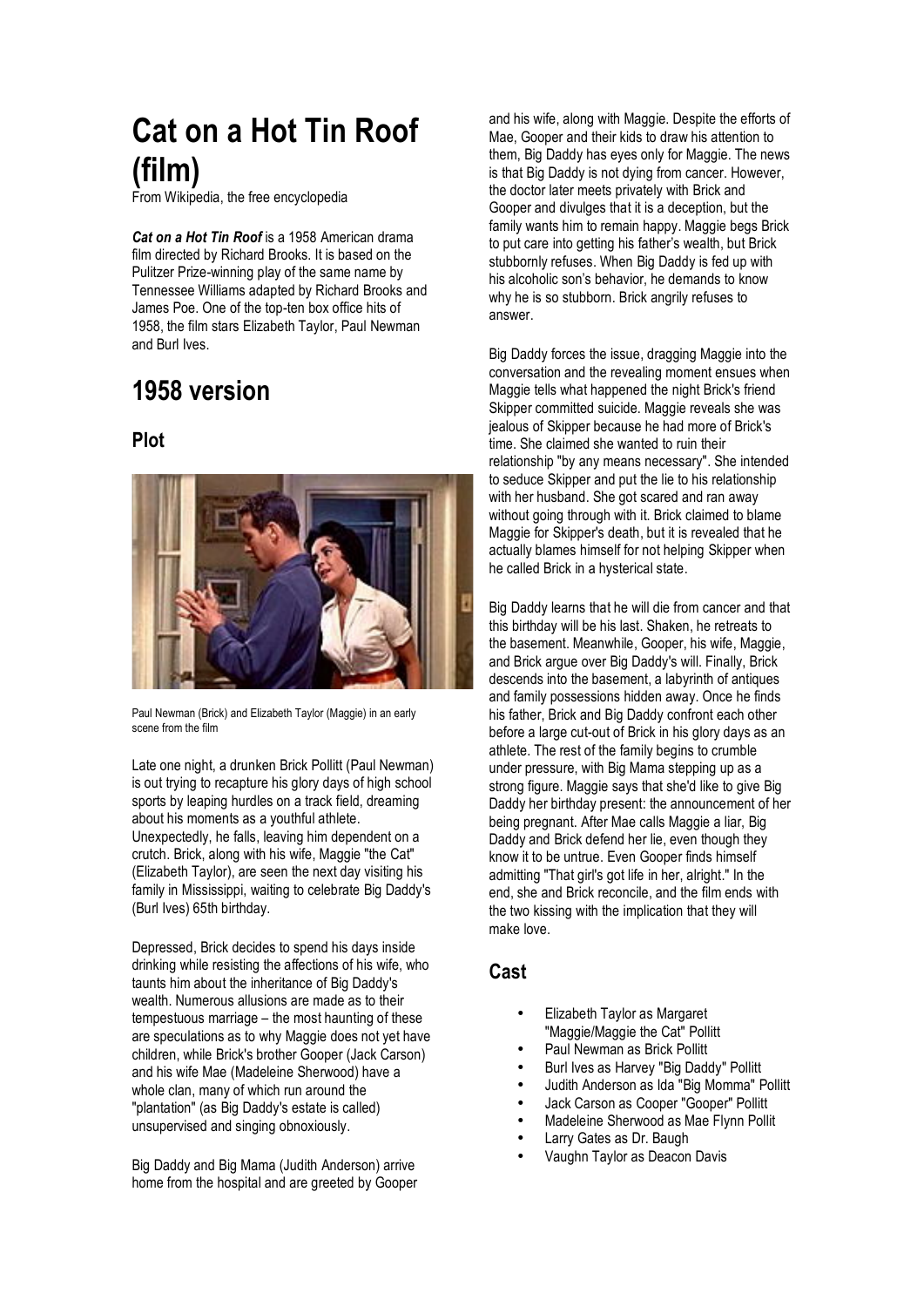# Cat on a Hot Tin Roof (film)

From Wikipedia, the free encyclopedia

***Cat on a Hot Tin Roof*** is a 1958 American drama film directed by Richard Brooks. It is based on the Pulitzer Prize-winning play of the same name by Tennessee Williams adapted by Richard Brooks and James Poe. One of the top-ten box office hits of 1958, the film stars Elizabeth Taylor, Paul Newman and Burl Ives.

## 1958 version

### Plot

Paul Newman (Brick) and Elizabeth Taylor (Maggie) in an early scene from the film

Late one night, a drunken Brick Pollitt (Paul Newman) is out trying to recapture his glory days of high school sports by leaping hurdles on a track field, dreaming about his moments as a youthful athlete. Unexpectedly, he falls, leaving him dependent on a crutch. Brick, along with his wife, Maggie "the Cat" (Elizabeth Taylor), are seen the next day visiting his family in Mississippi, waiting to celebrate Big Daddy's (Burl Ives) 65th birthday.

Depressed, Brick decides to spend his days inside drinking while resisting the affections of his wife, who taunts him about the inheritance of Big Daddy's wealth. Numerous allusions are made as to their tempestuous marriage – the most haunting of these are speculations as to why Maggie does not yet have children, while Brick's brother Gooper (Jack Carson) and his wife Mae (Madeleine Sherwood) have a whole clan, many of which run around the "plantation" (as Big Daddy's estate is called) unsupervised and singing obnoxiously.

Big Daddy and Big Mama (Judith Anderson) arrive home from the hospital and are greeted by Gooper and his wife, along with Maggie. Despite the efforts of Mae, Gooper and their kids to draw his attention to them, Big Daddy has eyes only for Maggie. The news is that Big Daddy is not dying from cancer. However, the doctor later meets privately with Brick and Gooper and divulges that it is a deception, but the family wants him to remain happy. Maggie begs Brick to put care into getting his father's wealth, but Brick stubbornly refuses. When Big Daddy is fed up with his alcoholic son's behavior, he demands to know why he is so stubborn. Brick angrily refuses to answer.

Big Daddy forces the issue, dragging Maggie into the conversation and the revealing moment ensues when Maggie tells what happened the night Brick's friend Skipper committed suicide. Maggie reveals she was jealous of Skipper because he had more of Brick's time. She claimed she wanted to ruin their relationship "by any means necessary". She intended to seduce Skipper and put the lie to his relationship with her husband. She got scared and ran away without going through with it. Brick claimed to blame Maggie for Skipper's death, but it is revealed that he actually blames himself for not helping Skipper when he called Brick in a hysterical state.

Big Daddy learns that he will die from cancer and that this birthday will be his last. Shaken, he retreats to the basement. Meanwhile, Gooper, his wife, Maggie, and Brick argue over Big Daddy's will. Finally, Brick descends into the basement, a labyrinth of antiques and family possessions hidden away. Once he finds his father, Brick and Big Daddy confront each other before a large cut-out of Brick in his glory days as an athlete. The rest of the family begins to crumble under pressure, with Big Mama stepping up as a strong figure. Maggie says that she'd like to give Big Daddy her birthday present: the announcement of her being pregnant. After Mae calls Maggie a liar, Big Daddy and Brick defend her lie, even though they know it to be untrue. Even Gooper finds himself admitting "That girl's got life in her, alright." In the end, she and Brick reconcile, and the film ends with the two kissing with the implication that they will make love.

### Cast

- Elizabeth Taylor as Margaret "Maggie/Maggie the Cat" Pollitt
- Paul Newman as Brick Pollitt
- Burl Ives as Harvey "Big Daddy" Pollitt
- Judith Anderson as Ida "Big Momma" Pollitt
- Jack Carson as Cooper "Gooper" Pollitt
- Madeleine Sherwood as Mae Flynn Pollit
- Larry Gates as Dr. Baugh
- Vaughn Taylor as Deacon Davis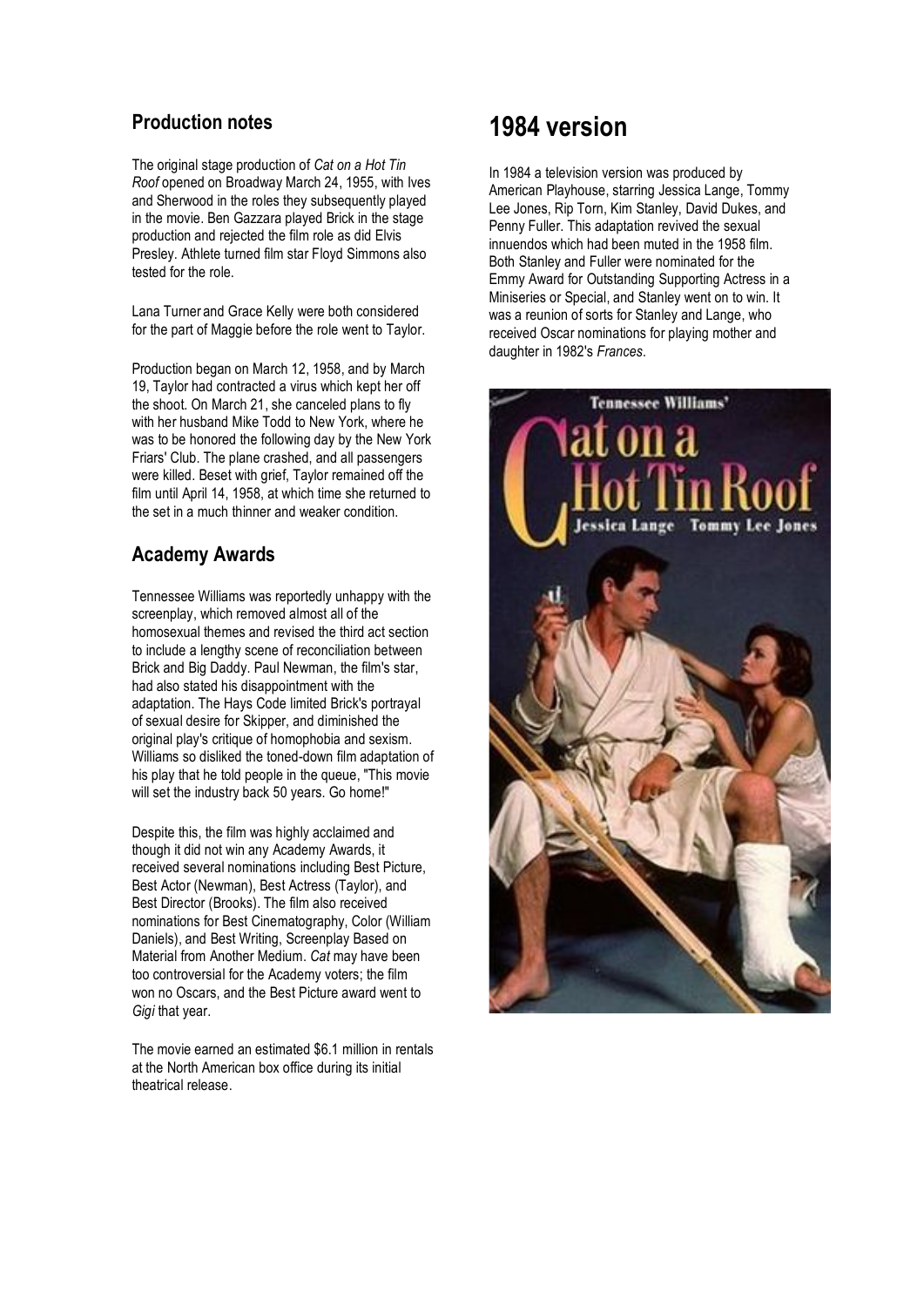## Production notes

The original stage production of *Cat on a Hot Tin Roof* opened on Broadway March 24, 1955, with Ives and Sherwood in the roles they subsequently played in the movie. Ben Gazzara played Brick in the stage production and rejected the film role as did Elvis Presley. Athlete turned film star Floyd Simmons also tested for the role.

Lana Turner and Grace Kelly were both considered for the part of Maggie before the role went to Taylor.

Production began on March 12, 1958, and by March 19, Taylor had contracted a virus which kept her off the shoot. On March 21, she canceled plans to fly with her husband Mike Todd to New York, where he was to be honored the following day by the New York Friars' Club. The plane crashed, and all passengers were killed. Beset with grief, Taylor remained off the film until April 14, 1958, at which time she returned to the set in a much thinner and weaker condition.

## Academy Awards

Tennessee Williams was reportedly unhappy with the screenplay, which removed almost all of the homosexual themes and revised the third act section to include a lengthy scene of reconciliation between Brick and Big Daddy. Paul Newman, the film's star, had also stated his disappointment with the adaptation. The Hays Code limited Brick's portrayal of sexual desire for Skipper, and diminished the original play's critique of homophobia and sexism. Williams so disliked the toned-down film adaptation of his play that he told people in the queue, "This movie will set the industry back 50 years. Go home!"

Despite this, the film was highly acclaimed and though it did not win any Academy Awards, it received several nominations including Best Picture, Best Actor (Newman), Best Actress (Taylor), and Best Director (Brooks). The film also received nominations for Best Cinematography, Color (William Daniels), and Best Writing, Screenplay Based on Material from Another Medium. *Cat* may have been too controversial for the Academy voters; the film won no Oscars, and the Best Picture award went to *Gigi* that year.

The movie earned an estimated $6.1 million in rentals at the North American box office during its initial theatrical release.

# 1984 version

In 1984 a television version was produced by American Playhouse, starring Jessica Lange, Tommy Lee Jones, Rip Torn, Kim Stanley, David Dukes, and Penny Fuller. This adaptation revived the sexual innuendos which had been muted in the 1958 film. Both Stanley and Fuller were nominated for the Emmy Award for Outstanding Supporting Actress in a Miniseries or Special, and Stanley went on to win. It was a reunion of sorts for Stanley and Lange, who received Oscar nominations for playing mother and daughter in 1982's *Frances*.